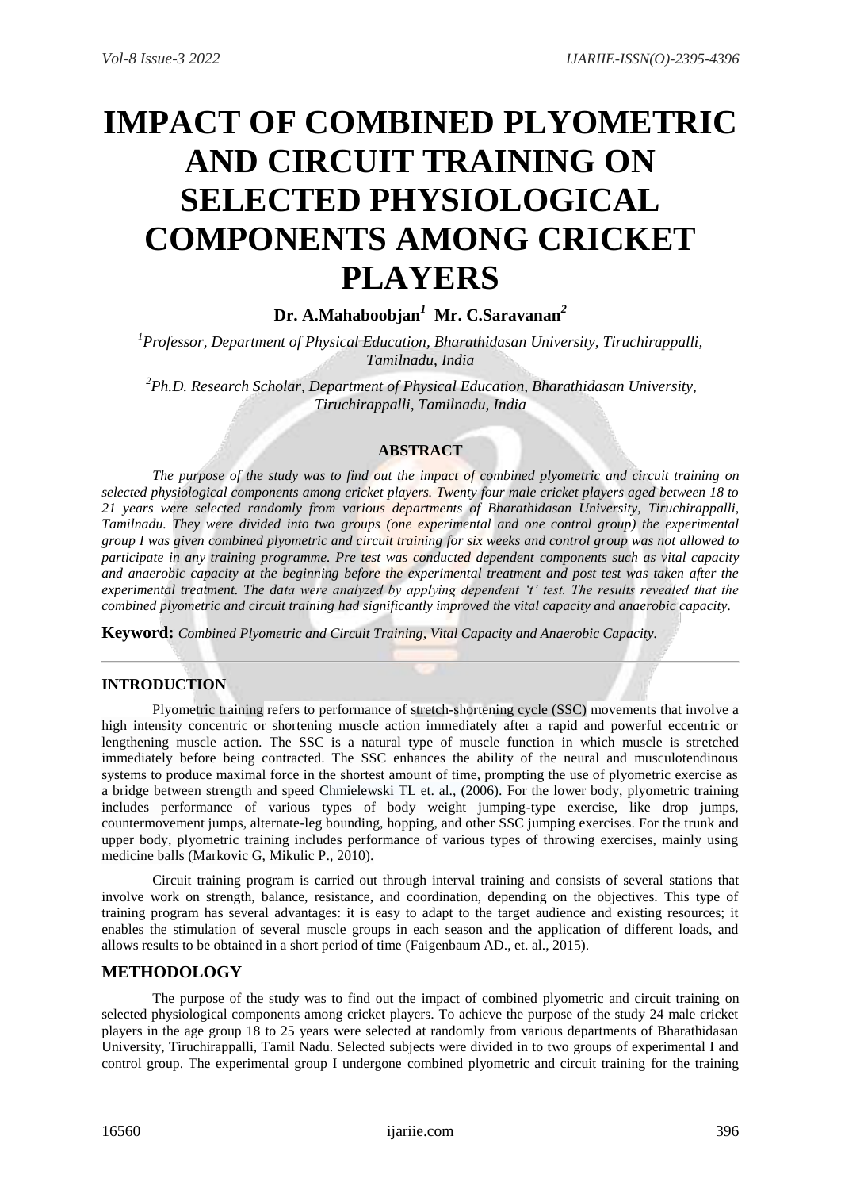# IMPACT OF COMBINED PLYOMETRIC AND CIRCUIT TRAINING ON SELECTED PHYSIOLOGICAL COMPONENTS AMONG CRICKET PLAYERS

**Dr. A.Mahaboobjan[1] Mr. C.Saravanan[2]**

[1]*Professor, Department of Physical Education, Bharathidasan University, Tiruchirappalli, Tamilnadu, India*

[2]*Ph.D. Research Scholar, Department of Physical Education, Bharathidasan University, Tiruchirappalli, Tamilnadu, India*

## ABSTRACT

*The purpose of the study was to find out the impact of combined plyometric and circuit training on selected physiological components among cricket players. Twenty four male cricket players aged between 18 to 21 years were selected randomly from various departments of Bharathidasan University, Tiruchirappalli, Tamilnadu. They were divided into two groups (one experimental and one control group) the experimental group I was given combined plyometric and circuit training for six weeks and control group was not allowed to participate in any training programme. Pre test was conducted dependent components such as vital capacity and anaerobic capacity at the beginning before the experimental treatment and post test was taken after the experimental treatment. The data were analyzed by applying dependent 't' test. The results revealed that the combined plyometric and circuit training had significantly improved the vital capacity and anaerobic capacity.*

**Keyword:** *Combined Plyometric and Circuit Training, Vital Capacity and Anaerobic Capacity.*

## INTRODUCTION

Plyometric training refers to performance of stretch-shortening cycle (SSC) movements that involve a high intensity concentric or shortening muscle action immediately after a rapid and powerful eccentric or lengthening muscle action. The SSC is a natural type of muscle function in which muscle is stretched immediately before being contracted. The SSC enhances the ability of the neural and musculotendinous systems to produce maximal force in the shortest amount of time, prompting the use of plyometric exercise as a bridge between strength and speed Chmielewski TL et. al., (2006). For the lower body, plyometric training includes performance of various types of body weight jumping-type exercise, like drop jumps, countermovement jumps, alternate-leg bounding, hopping, and other SSC jumping exercises. For the trunk and upper body, plyometric training includes performance of various types of throwing exercises, mainly using medicine balls (Markovic G, Mikulic P., 2010).

Circuit training program is carried out through interval training and consists of several stations that involve work on strength, balance, resistance, and coordination, depending on the objectives. This type of training program has several advantages: it is easy to adapt to the target audience and existing resources; it enables the stimulation of several muscle groups in each season and the application of different loads, and allows results to be obtained in a short period of time (Faigenbaum AD., et. al., 2015).

## METHODOLOGY

The purpose of the study was to find out the impact of combined plyometric and circuit training on selected physiological components among cricket players. To achieve the purpose of the study 24 male cricket players in the age group 18 to 25 years were selected at randomly from various departments of Bharathidasan University, Tiruchirappalli, Tamil Nadu. Selected subjects were divided in to two groups of experimental I and control group. The experimental group I undergone combined plyometric and circuit training for the training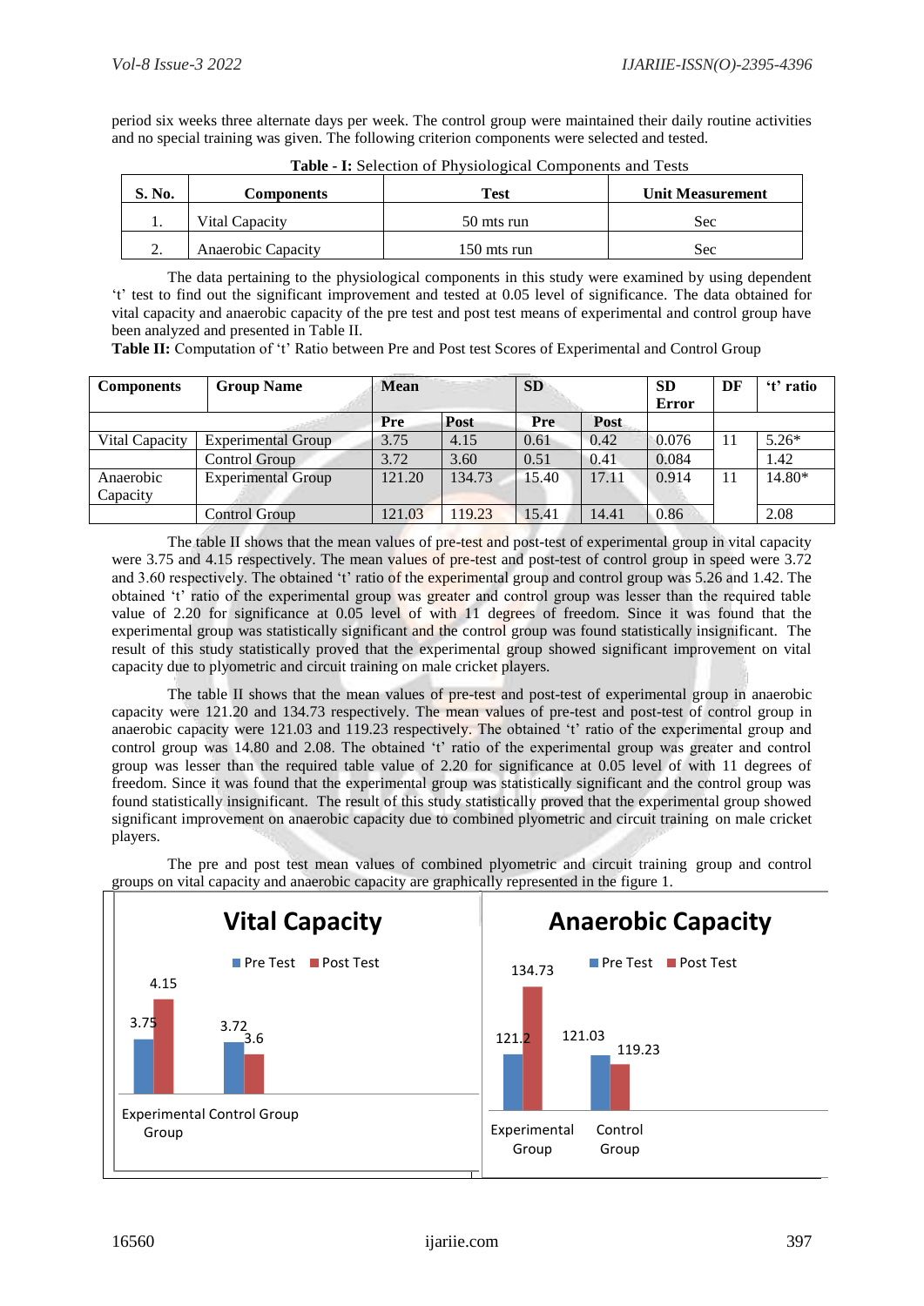period six weeks three alternate days per week. The control group were maintained their daily routine activities and no special training was given. The following criterion components were selected and tested.

**Table - I:** Selection of Physiological Components and Tests

| S. No. | Components | Test | Unit Measurement |
|---|---|---|---|
| 1. | Vital Capacity | 50 mts run | Sec |
| 2. | Anaerobic Capacity | 150 mts run | Sec |

The data pertaining to the physiological components in this study were examined by using dependent 't' test to find out the significant improvement and tested at 0.05 level of significance. The data obtained for vital capacity and anaerobic capacity of the pre test and post test means of experimental and control group have been analyzed and presented in Table II.

**Table II:** Computation of 't' Ratio between Pre and Post test Scores of Experimental and Control Group

| Components | Group Name | Mean | | SD | | SD Error | DF | 't' ratio |
|---|---|---|---|---|---|---|---|---|
| | | Pre | Post | Pre | Post | | | |
| Vital Capacity | Experimental Group | 3.75 | 4.15 | 0.61 | 0.42 | 0.076 | 11 | 5.26* |
| | Control Group | 3.72 | 3.60 | 0.51 | 0.41 | 0.084 | | 1.42 |
| Anaerobic Capacity | Experimental Group | 121.20 | 134.73 | 15.40 | 17.11 | 0.914 | 11 | 14.80* |
| | Control Group | 121.03 | 119.23 | 15.41 | 14.41 | 0.86 | | 2.08 |

The table II shows that the mean values of pre-test and post-test of experimental group in vital capacity were 3.75 and 4.15 respectively. The mean values of pre-test and post-test of control group in speed were 3.72 and 3.60 respectively. The obtained 't' ratio of the experimental group and control group was 5.26 and 1.42. The obtained 't' ratio of the experimental group was greater and control group was lesser than the required table value of 2.20 for significance at 0.05 level of with 11 degrees of freedom. Since it was found that the experimental group was statistically significant and the control group was found statistically insignificant. The result of this study statistically proved that the experimental group showed significant improvement on vital capacity due to plyometric and circuit training on male cricket players.

The table II shows that the mean values of pre-test and post-test of experimental group in anaerobic capacity were 121.20 and 134.73 respectively. The mean values of pre-test and post-test of control group in anaerobic capacity were 121.03 and 119.23 respectively. The obtained 't' ratio of the experimental group and control group was 14.80 and 2.08. The obtained 't' ratio of the experimental group was greater and control group was lesser than the required table value of 2.20 for significance at 0.05 level of with 11 degrees of freedom. Since it was found that the experimental group was statistically significant and the control group was found statistically insignificant. The result of this study statistically proved that the experimental group showed significant improvement on anaerobic capacity due to combined plyometric and circuit training on male cricket players.

The pre and post test mean values of combined plyometric and circuit training group and control groups on vital capacity and anaerobic capacity are graphically represented in the figure 1.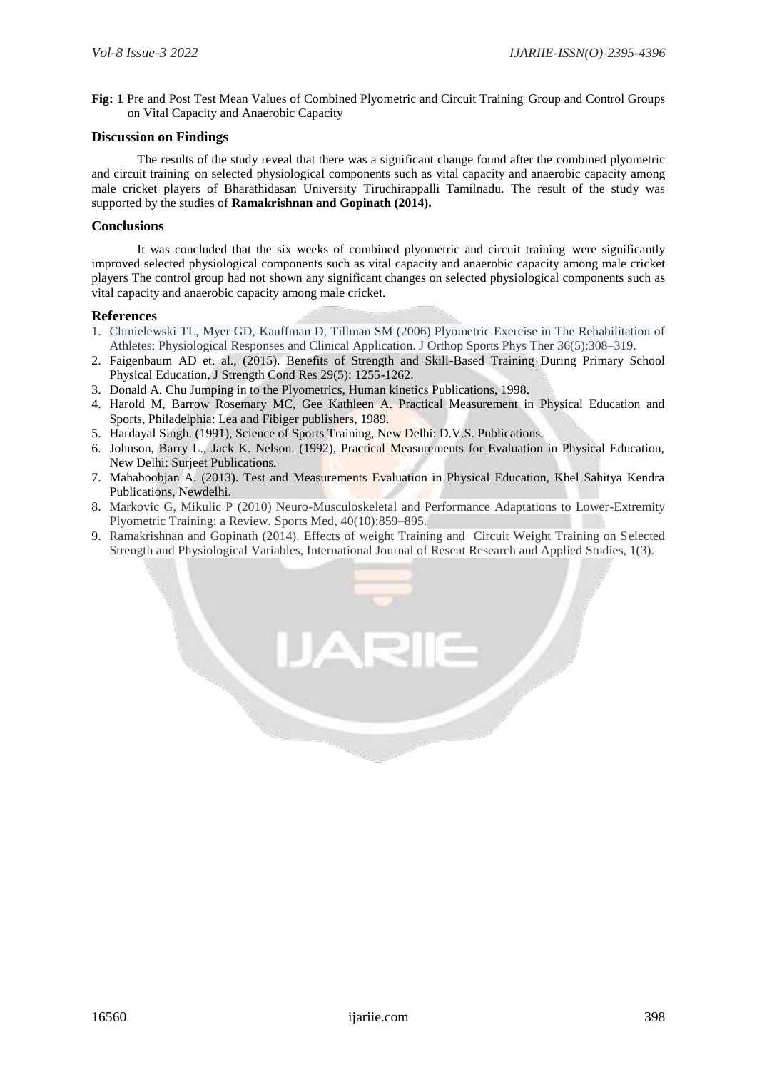**Fig: 1** Pre and Post Test Mean Values of Combined Plyometric and Circuit Training Group and Control Groups on Vital Capacity and Anaerobic Capacity

## Discussion on Findings

The results of the study reveal that there was a significant change found after the combined plyometric and circuit training on selected physiological components such as vital capacity and anaerobic capacity among male cricket players of Bharathidasan University Tiruchirappalli Tamilnadu. The result of the study was supported by the studies of **Ramakrishnan and Gopinath (2014).**

## Conclusions

It was concluded that the six weeks of combined plyometric and circuit training were significantly improved selected physiological components such as vital capacity and anaerobic capacity among male cricket players The control group had not shown any significant changes on selected physiological components such as vital capacity and anaerobic capacity among male cricket.

## References

1. Chmielewski TL, Myer GD, Kauffman D, Tillman SM (2006) Plyometric Exercise in The Rehabilitation of Athletes: Physiological Responses and Clinical Application. J Orthop Sports Phys Ther 36(5):308–319.
2. Faigenbaum AD et. al., (2015). Benefits of Strength and Skill-Based Training During Primary School Physical Education, J Strength Cond Res 29(5): 1255-1262.
3. Donald A. Chu Jumping in to the Plyometrics, Human kinetics Publications, 1998.
4. Harold M, Barrow Rosemary MC, Gee Kathleen A. Practical Measurement in Physical Education and Sports, Philadelphia: Lea and Fibiger publishers, 1989.
5. Hardayal Singh. (1991), Science of Sports Training, New Delhi: D.V.S. Publications.
6. Johnson, Barry L., Jack K. Nelson. (1992), Practical Measurements for Evaluation in Physical Education, New Delhi: Surjeet Publications.
7. Mahaboobjan A. (2013). Test and Measurements Evaluation in Physical Education, Khel Sahitya Kendra Publications, Newdelhi.
8. Markovic G, Mikulic P (2010) Neuro-Musculoskeletal and Performance Adaptations to Lower-Extremity Plyometric Training: a Review. Sports Med, 40(10):859–895.
9. Ramakrishnan and Gopinath (2014). Effects of weight Training and Circuit Weight Training on Selected Strength and Physiological Variables, International Journal of Resent Research and Applied Studies, 1(3).